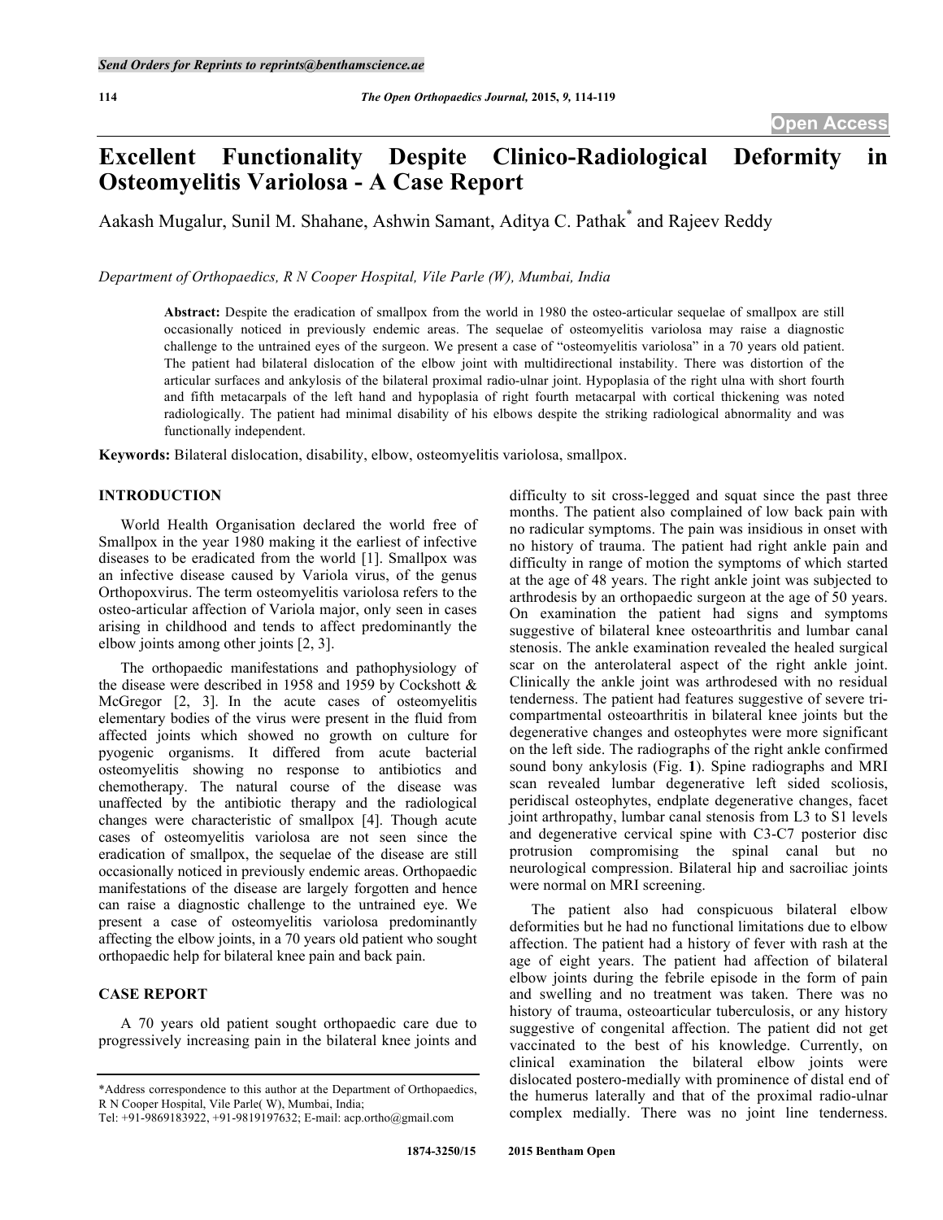# Excellent Functionality Despite Clinico-Radiological Deformity in Osteomyelitis Variolosa - A Case Report

Aakash Mugalur, Sunil M. Shahane, Ashwin Samant, Aditya C. Pathak* and Rajeev Reddy

*Department of Orthopaedics, R N Cooper Hospital, Vile Parle (W), Mumbai, India*

**Abstract:** Despite the eradication of smallpox from the world in 1980 the osteo-articular sequelae of smallpox are still occasionally noticed in previously endemic areas. The sequelae of osteomyelitis variolosa may raise a diagnostic challenge to the untrained eyes of the surgeon. We present a case of "osteomyelitis variolosa" in a 70 years old patient. The patient had bilateral dislocation of the elbow joint with multidirectional instability. There was distortion of the articular surfaces and ankylosis of the bilateral proximal radio-ulnar joint. Hypoplasia of the right ulna with short fourth and fifth metacarpals of the left hand and hypoplasia of right fourth metacarpal with cortical thickening was noted radiologically. The patient had minimal disability of his elbows despite the striking radiological abnormality and was functionally independent.

**Keywords:** Bilateral dislocation, disability, elbow, osteomyelitis variolosa, smallpox.

## INTRODUCTION

World Health Organisation declared the world free of Smallpox in the year 1980 making it the earliest of infective diseases to be eradicated from the world [1]. Smallpox was an infective disease caused by Variola virus, of the genus Orthopoxvirus. The term osteomyelitis variolosa refers to the osteo-articular affection of Variola major, only seen in cases arising in childhood and tends to affect predominantly the elbow joints among other joints [2, 3].

The orthopaedic manifestations and pathophysiology of the disease were described in 1958 and 1959 by Cockshott & McGregor [2, 3]. In the acute cases of osteomyelitis elementary bodies of the virus were present in the fluid from affected joints which showed no growth on culture for pyogenic organisms. It differed from acute bacterial osteomyelitis showing no response to antibiotics and chemotherapy. The natural course of the disease was unaffected by the antibiotic therapy and the radiological changes were characteristic of smallpox [4]. Though acute cases of osteomyelitis variolosa are not seen since the eradication of smallpox, the sequelae of the disease are still occasionally noticed in previously endemic areas. Orthopaedic manifestations of the disease are largely forgotten and hence can raise a diagnostic challenge to the untrained eye. We present a case of osteomyelitis variolosa predominantly affecting the elbow joints, in a 70 years old patient who sought orthopaedic help for bilateral knee pain and back pain.

## CASE REPORT

A 70 years old patient sought orthopaedic care due to progressively increasing pain in the bilateral knee joints and difficulty to sit cross-legged and squat since the past three months. The patient also complained of low back pain with no radicular symptoms. The pain was insidious in onset with no history of trauma. The patient had right ankle pain and difficulty in range of motion the symptoms of which started at the age of 48 years. The right ankle joint was subjected to arthrodesis by an orthopaedic surgeon at the age of 50 years. On examination the patient had signs and symptoms suggestive of bilateral knee osteoarthritis and lumbar canal stenosis. The ankle examination revealed the healed surgical scar on the anterolateral aspect of the right ankle joint. Clinically the ankle joint was arthrodesed with no residual tenderness. The patient had features suggestive of severe tri-compartmental osteoarthritis in bilateral knee joints but the degenerative changes and osteophytes were more significant on the left side. The radiographs of the right ankle confirmed sound bony ankylosis (Fig. **1**). Spine radiographs and MRI scan revealed lumbar degenerative left sided scoliosis, peridiscal osteophytes, endplate degenerative changes, facet joint arthropathy, lumbar canal stenosis from L3 to S1 levels and degenerative cervical spine with C3-C7 posterior disc protrusion compromising the spinal canal but no neurological compression. Bilateral hip and sacroiliac joints were normal on MRI screening.

The patient also had conspicuous bilateral elbow deformities but he had no functional limitations due to elbow affection. The patient had a history of fever with rash at the age of eight years. The patient had affection of bilateral elbow joints during the febrile episode in the form of pain and swelling and no treatment was taken. There was no history of trauma, osteoarticular tuberculosis, or any history suggestive of congenital affection. The patient did not get vaccinated to the best of his knowledge. Currently, on clinical examination the bilateral elbow joints were dislocated postero-medially with prominence of distal end of the humerus laterally and that of the proximal radio-ulnar complex medially. There was no joint line tenderness.

*Address correspondence to this author at the Department of Orthopaedics, R N Cooper Hospital, Vile Parle( W), Mumbai, India;
Tel: +91-9869183922, +91-9819197632; E-mail: acp.ortho@gmail.com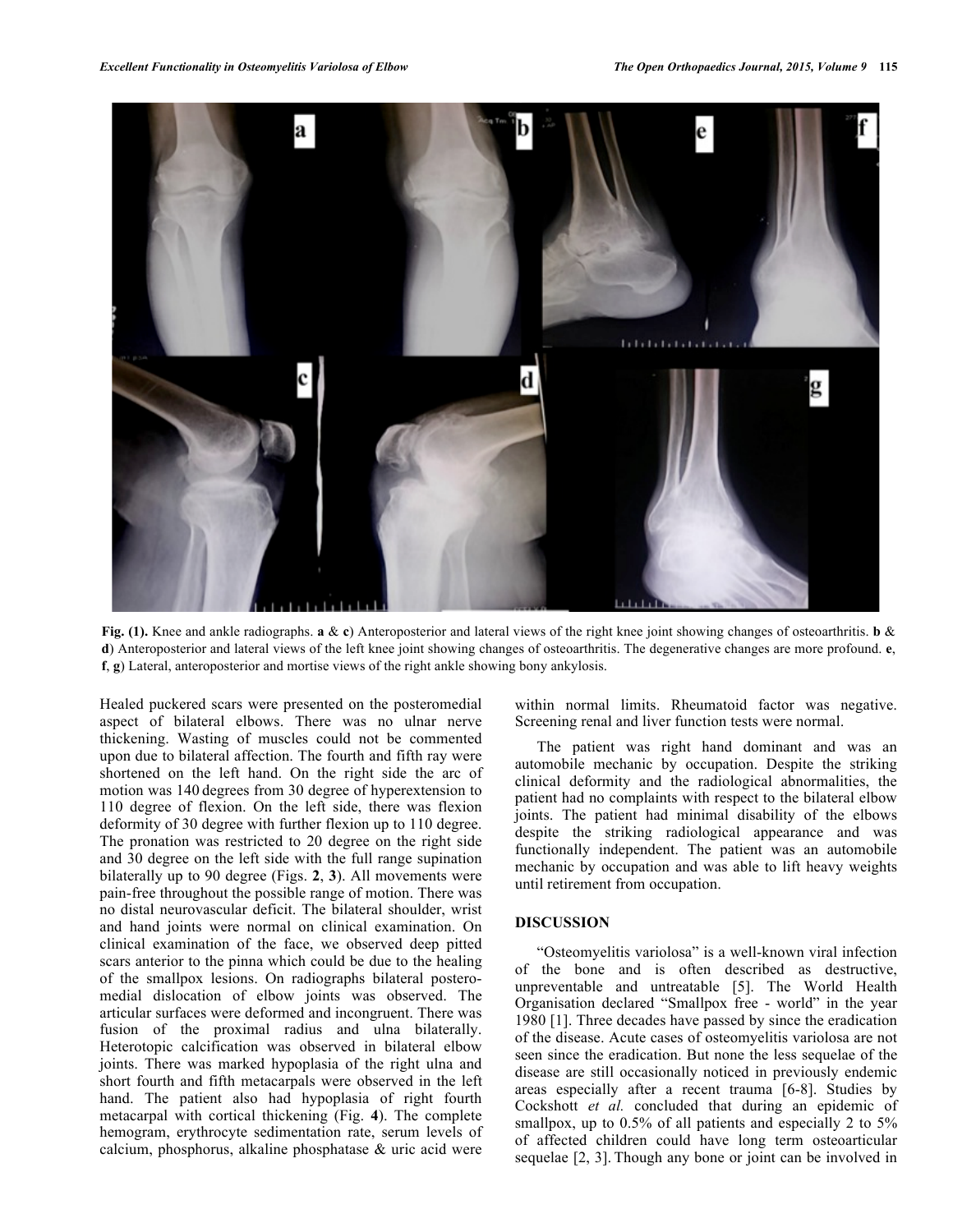Fig. (1). Knee and ankle radiographs. **a** & **c**) Anteroposterior and lateral views of the right knee joint showing changes of osteoarthritis. **b** & **d**) Anteroposterior and lateral views of the left knee joint showing changes of osteoarthritis. The degenerative changes are more profound. **e**, **f**, **g**) Lateral, anteroposterior and mortise views of the right ankle showing bony ankylosis.

Healed puckered scars were presented on the posteromedial aspect of bilateral elbows. There was no ulnar nerve thickening. Wasting of muscles could not be commented upon due to bilateral affection. The fourth and fifth ray were shortened on the left hand. On the right side the arc of motion was 140 degrees from 30 degree of hyperextension to 110 degree of flexion. On the left side, there was flexion deformity of 30 degree with further flexion up to 110 degree. The pronation was restricted to 20 degree on the right side and 30 degree on the left side with the full range supination bilaterally up to 90 degree (Figs. **2**, **3**). All movements were pain-free throughout the possible range of motion. There was no distal neurovascular deficit. The bilateral shoulder, wrist and hand joints were normal on clinical examination. On clinical examination of the face, we observed deep pitted scars anterior to the pinna which could be due to the healing of the smallpox lesions. On radiographs bilateral postero-medial dislocation of elbow joints was observed. The articular surfaces were deformed and incongruent. There was fusion of the proximal radius and ulna bilaterally. Heterotopic calcification was observed in bilateral elbow joints. There was marked hypoplasia of the right ulna and short fourth and fifth metacarpals were observed in the left hand. The patient also had hypoplasia of right fourth metacarpal with cortical thickening (Fig. **4**). The complete hemogram, erythrocyte sedimentation rate, serum levels of calcium, phosphorus, alkaline phosphatase & uric acid were within normal limits. Rheumatoid factor was negative. Screening renal and liver function tests were normal.

The patient was right hand dominant and was an automobile mechanic by occupation. Despite the striking clinical deformity and the radiological abnormalities, the patient had no complaints with respect to the bilateral elbow joints. The patient had minimal disability of the elbows despite the striking radiological appearance and was functionally independent. The patient was an automobile mechanic by occupation and was able to lift heavy weights until retirement from occupation.

## DISCUSSION

"Osteomyelitis variolosa" is a well-known viral infection of the bone and is often described as destructive, unpreventable and untreatable [5]. The World Health Organisation declared "Smallpox free - world" in the year 1980 [1]. Three decades have passed by since the eradication of the disease. Acute cases of osteomyelitis variolosa are not seen since the eradication. But none the less sequelae of the disease are still occasionally noticed in previously endemic areas especially after a recent trauma [6-8]. Studies by Cockshott *et al.* concluded that during an epidemic of smallpox, up to 0.5% of all patients and especially 2 to 5% of affected children could have long term osteoarticular sequelae [2, 3]. Though any bone or joint can be involved in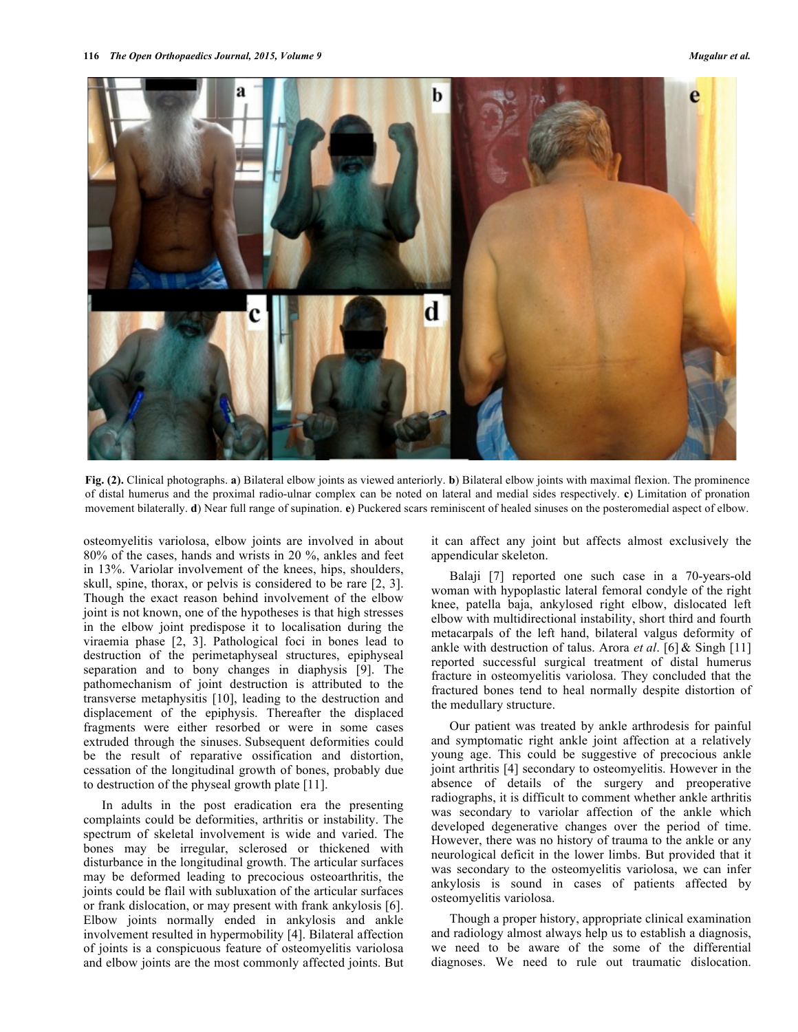**Fig. (2).** Clinical photographs. **a**) Bilateral elbow joints as viewed anteriorly. **b**) Bilateral elbow joints with maximal flexion. The prominence of distal humerus and the proximal radio-ulnar complex can be noted on lateral and medial sides respectively. **c**) Limitation of pronation movement bilaterally. **d**) Near full range of supination. **e**) Puckered scars reminiscent of healed sinuses on the posteromedial aspect of elbow.

osteomyelitis variolosa, elbow joints are involved in about 80% of the cases, hands and wrists in 20 %, ankles and feet in 13%. Variolar involvement of the knees, hips, shoulders, skull, spine, thorax, or pelvis is considered to be rare [2, 3]. Though the exact reason behind involvement of the elbow joint is not known, one of the hypotheses is that high stresses in the elbow joint predispose it to localisation during the viraemia phase [2, 3]. Pathological foci in bones lead to destruction of the perimetaphyseal structures, epiphyseal separation and to bony changes in diaphysis [9]. The pathomechanism of joint destruction is attributed to the transverse metaphysitis [10], leading to the destruction and displacement of the epiphysis. Thereafter the displaced fragments were either resorbed or were in some cases extruded through the sinuses. Subsequent deformities could be the result of reparative ossification and distortion, cessation of the longitudinal growth of bones, probably due to destruction of the physeal growth plate [11].

In adults in the post eradication era the presenting complaints could be deformities, arthritis or instability. The spectrum of skeletal involvement is wide and varied. The bones may be irregular, sclerosed or thickened with disturbance in the longitudinal growth. The articular surfaces may be deformed leading to precocious osteoarthritis, the joints could be flail with subluxation of the articular surfaces or frank dislocation, or may present with frank ankylosis [6]. Elbow joints normally ended in ankylosis and ankle involvement resulted in hypermobility [4]. Bilateral affection of joints is a conspicuous feature of osteomyelitis variolosa and elbow joints are the most commonly affected joints. But it can affect any joint but affects almost exclusively the appendicular skeleton.

Balaji [7] reported one such case in a 70-years-old woman with hypoplastic lateral femoral condyle of the right knee, patella baja, ankylosed right elbow, dislocated left elbow with multidirectional instability, short third and fourth metacarpals of the left hand, bilateral valgus deformity of ankle with destruction of talus. Arora *et al*. [6] & Singh [11] reported successful surgical treatment of distal humerus fracture in osteomyelitis variolosa. They concluded that the fractured bones tend to heal normally despite distortion of the medullary structure.

Our patient was treated by ankle arthrodesis for painful and symptomatic right ankle joint affection at a relatively young age. This could be suggestive of precocious ankle joint arthritis [4] secondary to osteomyelitis. However in the absence of details of the surgery and preoperative radiographs, it is difficult to comment whether ankle arthritis was secondary to variolar affection of the ankle which developed degenerative changes over the period of time. However, there was no history of trauma to the ankle or any neurological deficit in the lower limbs. But provided that it was secondary to the osteomyelitis variolosa, we can infer ankylosis is sound in cases of patients affected by osteomyelitis variolosa.

Though a proper history, appropriate clinical examination and radiology almost always help us to establish a diagnosis, we need to be aware of the some of the differential diagnoses. We need to rule out traumatic dislocation.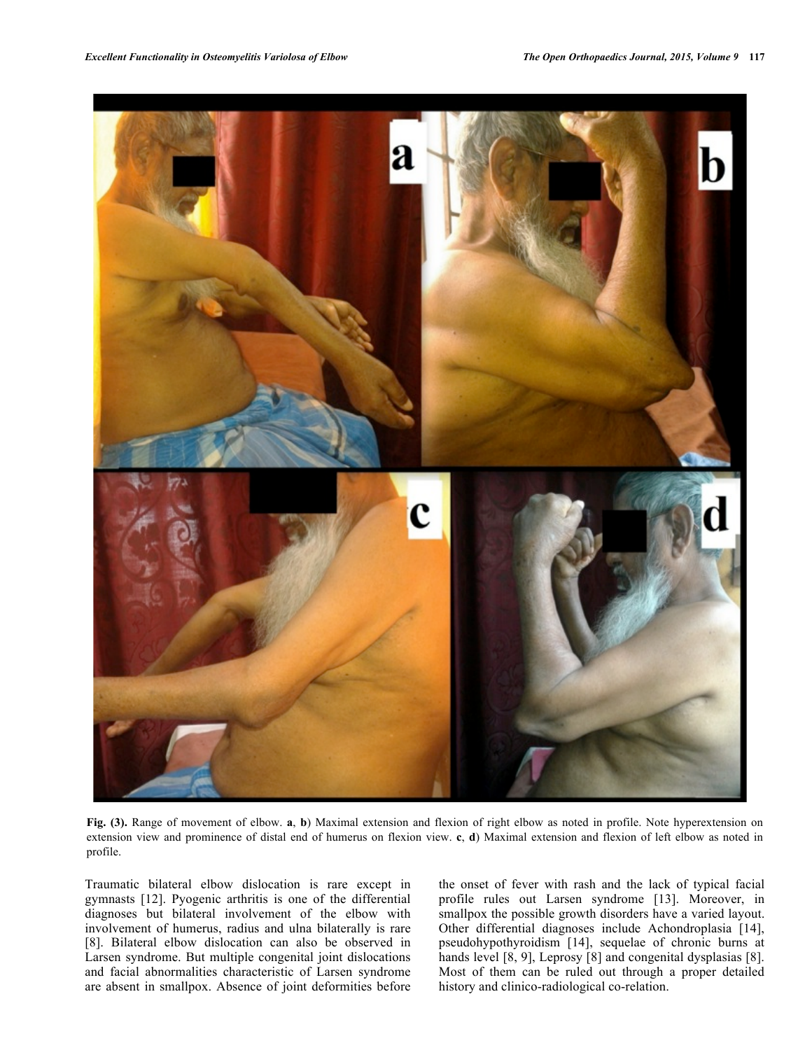**Fig. (3).** Range of movement of elbow. **a**, **b**) Maximal extension and flexion of right elbow as noted in profile. Note hyperextension on extension view and prominence of distal end of humerus on flexion view. **c**, **d**) Maximal extension and flexion of left elbow as noted in profile.

Traumatic bilateral elbow dislocation is rare except in gymnasts [12]. Pyogenic arthritis is one of the differential diagnoses but bilateral involvement of the elbow with involvement of humerus, radius and ulna bilaterally is rare [8]. Bilateral elbow dislocation can also be observed in Larsen syndrome. But multiple congenital joint dislocations and facial abnormalities characteristic of Larsen syndrome are absent in smallpox. Absence of joint deformities before the onset of fever with rash and the lack of typical facial profile rules out Larsen syndrome [13]. Moreover, in smallpox the possible growth disorders have a varied layout. Other differential diagnoses include Achondroplasia [14], pseudohypothyroidism [14], sequelae of chronic burns at hands level [8, 9], Leprosy [8] and congenital dysplasias [8]. Most of them can be ruled out through a proper detailed history and clinico-radiological co-relation.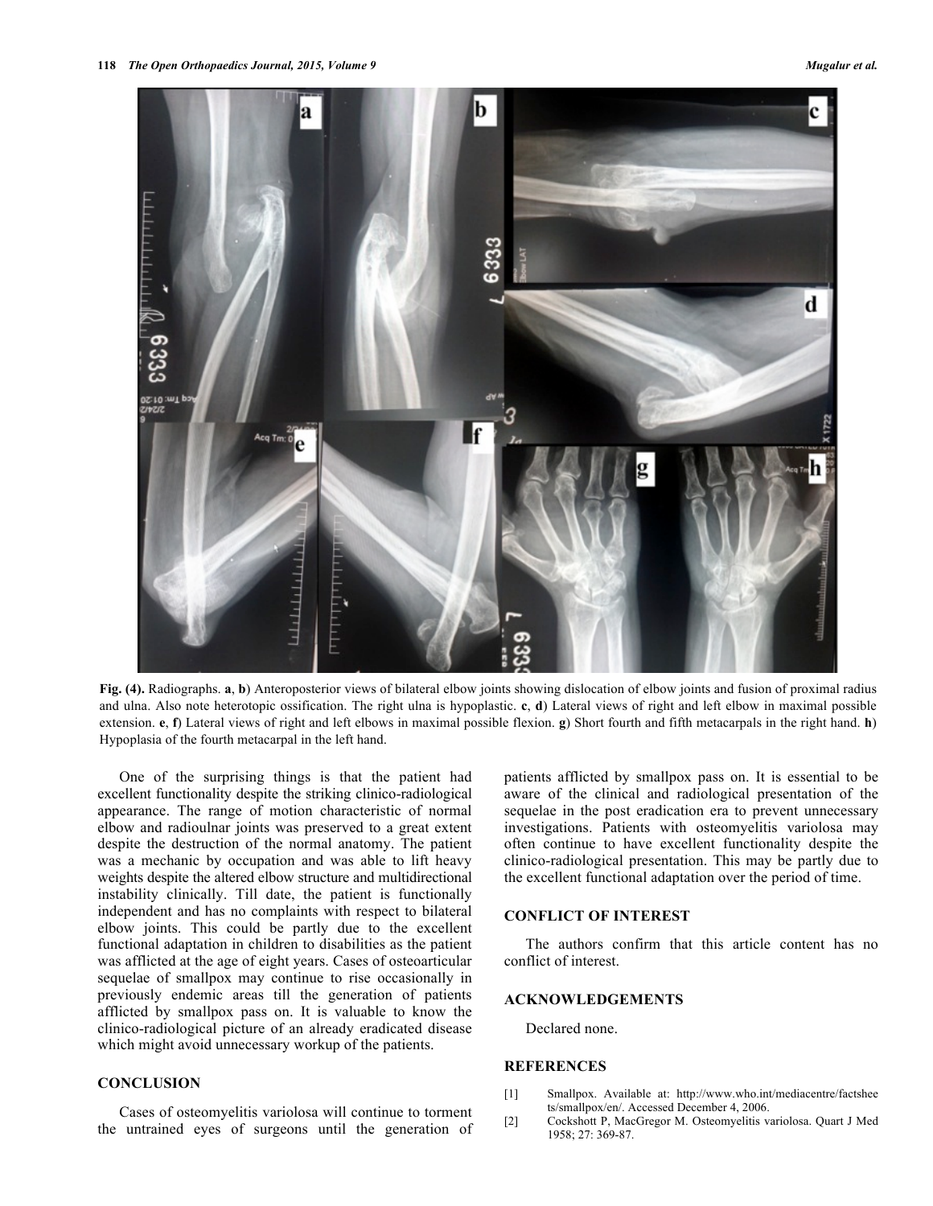**Fig. (4).** Radiographs. **a**, **b**) Anteroposterior views of bilateral elbow joints showing dislocation of elbow joints and fusion of proximal radius and ulna. Also note heterotopic ossification. The right ulna is hypoplastic. **c**, **d**) Lateral views of right and left elbow in maximal possible extension. **e**, **f**) Lateral views of right and left elbows in maximal possible flexion. **g**) Short fourth and fifth metacarpals in the right hand. **h**) Hypoplasia of the fourth metacarpal in the left hand.

One of the surprising things is that the patient had excellent functionality despite the striking clinico-radiological appearance. The range of motion characteristic of normal elbow and radioulnar joints was preserved to a great extent despite the destruction of the normal anatomy. The patient was a mechanic by occupation and was able to lift heavy weights despite the altered elbow structure and multidirectional instability clinically. Till date, the patient is functionally independent and has no complaints with respect to bilateral elbow joints. This could be partly due to the excellent functional adaptation in children to disabilities as the patient was afflicted at the age of eight years. Cases of osteoarticular sequelae of smallpox may continue to rise occasionally in previously endemic areas till the generation of patients afflicted by smallpox pass on. It is valuable to know the clinico-radiological picture of an already eradicated disease which might avoid unnecessary workup of the patients.

## CONCLUSION

Cases of osteomyelitis variolosa will continue to torment the untrained eyes of surgeons until the generation of patients afflicted by smallpox pass on. It is essential to be aware of the clinical and radiological presentation of the sequelae in the post eradication era to prevent unnecessary investigations. Patients with osteomyelitis variolosa may often continue to have excellent functionality despite the clinico-radiological presentation. This may be partly due to the excellent functional adaptation over the period of time.

## CONFLICT OF INTEREST

The authors confirm that this article content has no conflict of interest.

## ACKNOWLEDGEMENTS

Declared none.

## REFERENCES

[1] Smallpox. Available at: http://www.who.int/mediacentre/factsheets/smallpox/en/. Accessed December 4, 2006.

[2] Cockshott P, MacGregor M. Osteomyelitis variolosa. Quart J Med 1958; 27: 369-87.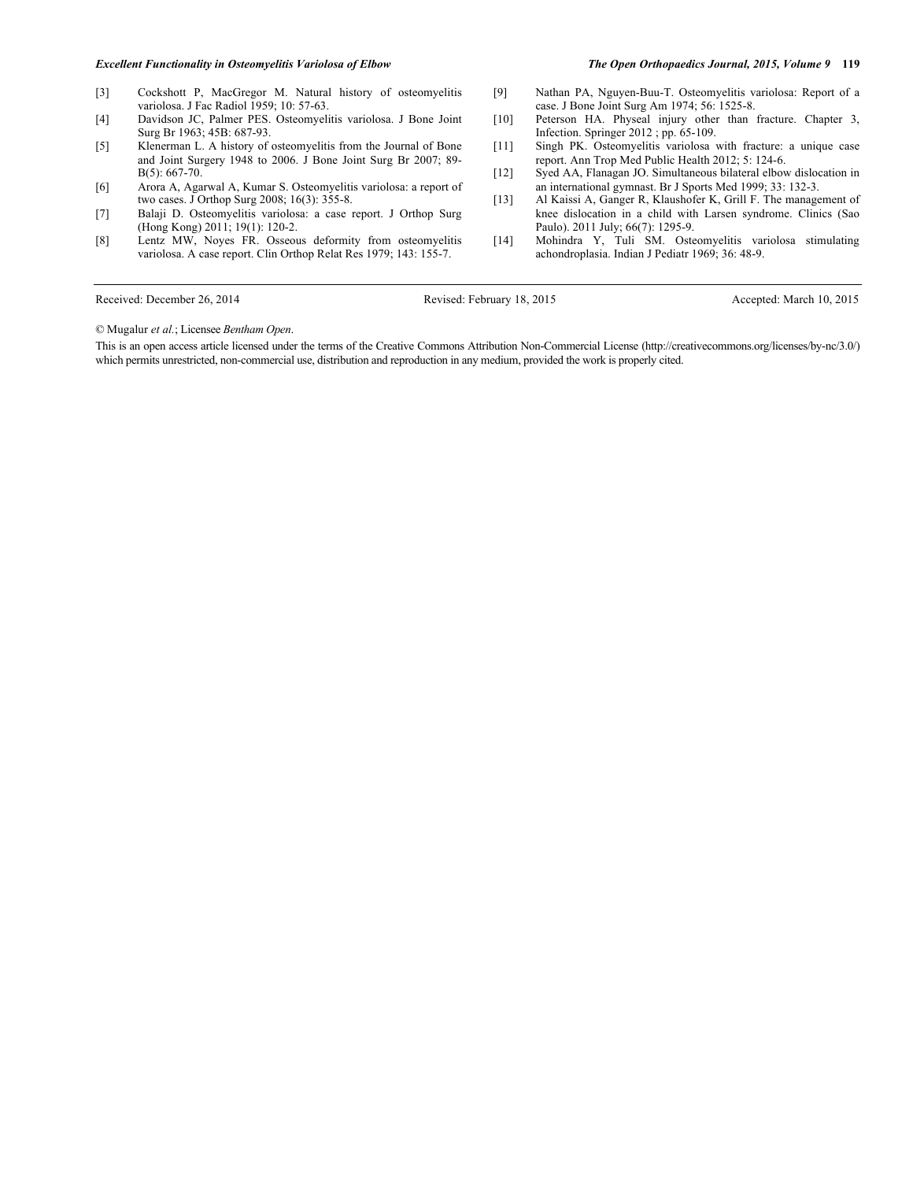[3] Cockshott P, MacGregor M. Natural history of osteomyelitis variolosa. J Fac Radiol 1959; 10: 57-63.

[4] Davidson JC, Palmer PES. Osteomyelitis variolosa. J Bone Joint Surg Br 1963; 45B: 687-93.

[5] Klenerman L. A history of osteomyelitis from the Journal of Bone and Joint Surgery 1948 to 2006. J Bone Joint Surg Br 2007; 89-B(5): 667-70.

[6] Arora A, Agarwal A, Kumar S. Osteomyelitis variolosa: a report of two cases. J Orthop Surg 2008; 16(3): 355-8.

[7] Balaji D. Osteomyelitis variolosa: a case report. J Orthop Surg (Hong Kong) 2011; 19(1): 120-2.

[8] Lentz MW, Noyes FR. Osseous deformity from osteomyelitis variolosa. A case report. Clin Orthop Relat Res 1979; 143: 155-7.

[9] Nathan PA, Nguyen-Buu-T. Osteomyelitis variolosa: Report of a case. J Bone Joint Surg Am 1974; 56: 1525-8.

[10] Peterson HA. Physeal injury other than fracture. Chapter 3, Infection. Springer 2012 ; pp. 65-109.

[11] Singh PK. Osteomyelitis variolosa with fracture: a unique case report. Ann Trop Med Public Health 2012; 5: 124-6.

[12] Syed AA, Flanagan JO. Simultaneous bilateral elbow dislocation in an international gymnast. Br J Sports Med 1999; 33: 132-3.

[13] Al Kaissi A, Ganger R, Klaushofer K, Grill F. The management of knee dislocation in a child with Larsen syndrome. Clinics (Sao Paulo). 2011 July; 66(7): 1295-9.

[14] Mohindra Y, Tuli SM. Osteomyelitis variolosa stimulating achondroplasia. Indian J Pediatr 1969; 36: 48-9.

Received: December 26, 2014 Revised: February 18, 2015 Accepted: March 10, 2015

© Mugalur *et al.*; Licensee *Bentham Open*.

This is an open access article licensed under the terms of the Creative Commons Attribution Non-Commercial License (http://creativecommons.org/licenses/by-nc/3.0/) which permits unrestricted, non-commercial use, distribution and reproduction in any medium, provided the work is properly cited.